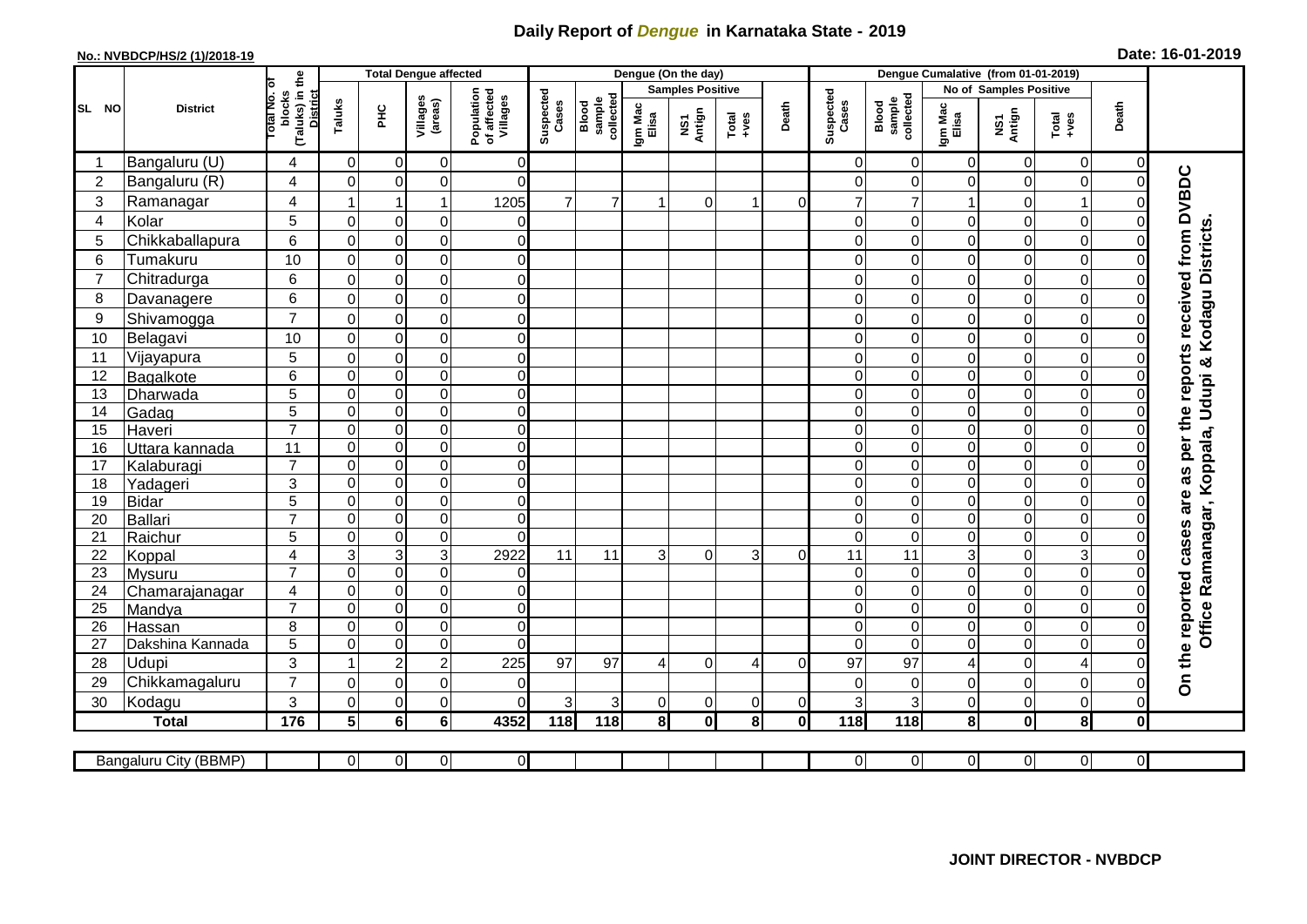# Daily Report of *Dengue* in Karnataka State - 2019

**No.: NVBDCP/HS/2 (1)/2018-19**

**Date: 16-01-2019**

| SL NO | District | Total No. of blocks (Taluks) in the District | Total Dengue affected | | | | Dengue (On the day) | | | | | | | Dengue Cumalative (from 01-01-2019) | | | | | | | |
|---|---|---|---|---|---|---|---|---|---|---|---|---|---|---|---|---|---|---|---|---|
| | | | Taluks | PHC | Villages (areas) | Population of affected Villages | Suspected Cases | Blood sample collected | Samples Positive | | | Death | Suspected Cases | Blood sample collected | No of Samples Positive | | | Death | |
| | | | | | | | | | Igm Mac Elisa | NS1 Antign | Total +ves | | | | Igm Mac Elisa | NS1 Antign | Total +ves | | |
| 1 | Bangaluru (U) | 4 | 0 | 0 | 0 | 0 | | | | | | | 0 | 0 | 0 | 0 | 0 | 0 | On the reported cases are as per the reports received from DVBDC Office Ramanagar, Koppala, Udupi & Kodagu Districts. |
| 2 | Bangaluru (R) | 4 | 0 | 0 | 0 | 0 | | | | | | | 0 | 0 | 0 | 0 | 0 | 0 | |
| 3 | Ramanagar | 4 | 1 | 1 | 1 | 1205 | 7 | 7 | 1 | 0 | 1 | 0 | 7 | 7 | 1 | 0 | 1 | 0 | |
| 4 | Kolar | 5 | 0 | 0 | 0 | 0 | | | | | | | 0 | 0 | 0 | 0 | 0 | 0 | |
| 5 | Chikkaballapura | 6 | 0 | 0 | 0 | 0 | | | | | | | 0 | 0 | 0 | 0 | 0 | 0 | |
| 6 | Tumakuru | 10 | 0 | 0 | 0 | 0 | | | | | | | 0 | 0 | 0 | 0 | 0 | 0 | |
| 7 | Chitradurga | 6 | 0 | 0 | 0 | 0 | | | | | | | 0 | 0 | 0 | 0 | 0 | 0 | |
| 8 | Davanagere | 6 | 0 | 0 | 0 | 0 | | | | | | | 0 | 0 | 0 | 0 | 0 | 0 | |
| 9 | Shivamogga | 7 | 0 | 0 | 0 | 0 | | | | | | | 0 | 0 | 0 | 0 | 0 | 0 | |
| 10 | Belagavi | 10 | 0 | 0 | 0 | 0 | | | | | | | 0 | 0 | 0 | 0 | 0 | 0 | |
| 11 | Vijayapura | 5 | 0 | 0 | 0 | 0 | | | | | | | 0 | 0 | 0 | 0 | 0 | 0 | |
| 12 | Bagalkote | 6 | 0 | 0 | 0 | 0 | | | | | | | 0 | 0 | 0 | 0 | 0 | 0 | |
| 13 | Dharwada | 5 | 0 | 0 | 0 | 0 | | | | | | | 0 | 0 | 0 | 0 | 0 | 0 | |
| 14 | Gadag | 5 | 0 | 0 | 0 | 0 | | | | | | | 0 | 0 | 0 | 0 | 0 | 0 | |
| 15 | Haveri | 7 | 0 | 0 | 0 | 0 | | | | | | | 0 | 0 | 0 | 0 | 0 | 0 | |
| 16 | Uttara kannada | 11 | 0 | 0 | 0 | 0 | | | | | | | 0 | 0 | 0 | 0 | 0 | 0 | |
| 17 | Kalaburagi | 7 | 0 | 0 | 0 | 0 | | | | | | | 0 | 0 | 0 | 0 | 0 | 0 | |
| 18 | Yadageri | 3 | 0 | 0 | 0 | 0 | | | | | | | 0 | 0 | 0 | 0 | 0 | 0 | |
| 19 | Bidar | 5 | 0 | 0 | 0 | 0 | | | | | | | 0 | 0 | 0 | 0 | 0 | 0 | |
| 20 | Ballari | 7 | 0 | 0 | 0 | 0 | | | | | | | 0 | 0 | 0 | 0 | 0 | 0 | |
| 21 | Raichur | 5 | 0 | 0 | 0 | 0 | | | | | | | 0 | 0 | 0 | 0 | 0 | 0 | |
| 22 | Koppal | 4 | 3 | 3 | 3 | 2922 | 11 | 11 | 3 | 0 | 3 | 0 | 11 | 11 | 3 | 0 | 3 | 0 | |
| 23 | Mysuru | 7 | 0 | 0 | 0 | 0 | | | | | | | 0 | 0 | 0 | 0 | 0 | 0 | |
| 24 | Chamarajanagar | 4 | 0 | 0 | 0 | 0 | | | | | | | 0 | 0 | 0 | 0 | 0 | 0 | |
| 25 | Mandya | 7 | 0 | 0 | 0 | 0 | | | | | | | 0 | 0 | 0 | 0 | 0 | 0 | |
| 26 | Hassan | 8 | 0 | 0 | 0 | 0 | | | | | | | 0 | 0 | 0 | 0 | 0 | 0 | |
| 27 | Dakshina Kannada | 5 | 0 | 0 | 0 | 0 | | | | | | | 0 | 0 | 0 | 0 | 0 | 0 | |
| 28 | Udupi | 3 | 1 | 2 | 2 | 225 | 97 | 97 | 4 | 0 | 4 | 0 | 97 | 97 | 4 | 0 | 4 | 0 | |
| 29 | Chikkamagaluru | 7 | 0 | 0 | 0 | 0 | | | | | | | 0 | 0 | 0 | 0 | 0 | 0 | |
| 30 | Kodagu | 3 | 0 | 0 | 0 | 0 | 3 | 3 | 0 | 0 | 0 | 0 | 3 | 3 | 0 | 0 | 0 | 0 | |
| | **Total** | **176** | **5** | **6** | **6** | **4352** | **118** | **118** | **8** | **0** | **8** | **0** | **118** | **118** | **8** | **0** | **8** | **0** | |

| Bangaluru City (BBMP) | | 0 | 0 | 0 | 0 | | | | | | | 0 | 0 | 0 | 0 | 0 | 0 | |
|---|---|---|---|---|---|---|---|---|---|---|---|---|---|---|---|---|---|---|

**JOINT DIRECTOR - NVBDCP**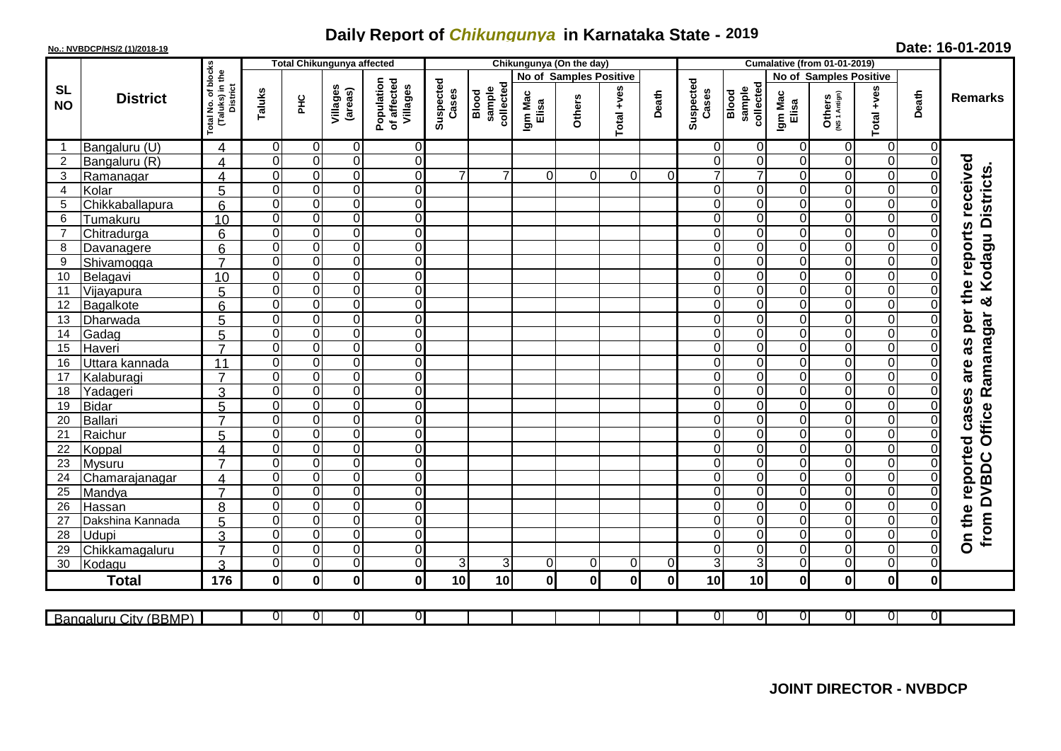# Daily Report of *Chikungunya* in Karnataka State - 2019

**No.: NVBDCP/HS/2 (1)/2018-19**

**Date: 16-01-2019**

| SL NO | District | Total No. of blocks (Taluks) in the District | Total Chikungunya affected | | | | Chikungunya (On the day) | | | | | | | Cumalative (from 01-01-2019) | | | | | | | Remarks |
|---|---|---|---|---|---|---|---|---|---|---|---|---|---|---|---|---|---|---|---|---|---|
| | | | Taluks | PHC | Villages (areas) | Population of affected Villages | Suspected Cases | Blood sample collected | No of Samples Positive | | | Death | Suspected Cases | Blood sample collected | No of Samples Positive | | | Death | |
| | | | | | | | | | Igm Mac Elisa | Others | Total +ves | | | | Igm Mac Elisa | Others (NS 1 Antign) | Total +ves | | |
| 1 | Bangaluru (U) | 4 | 0 | 0 | 0 | 0 | | | | | | | 0 | 0 | 0 | 0 | 0 | 0 | On the reported cases are as per the reports received from DVBDC Office Ramanagar & Kodagu Districts. |
| 2 | Bangaluru (R) | 4 | 0 | 0 | 0 | 0 | | | | | | | 0 | 0 | 0 | 0 | 0 | 0 | |
| 3 | Ramanagar | 4 | 0 | 0 | 0 | 0 | 7 | 7 | 0 | 0 | 0 | 0 | 7 | 7 | 0 | 0 | 0 | 0 | |
| 4 | Kolar | 5 | 0 | 0 | 0 | 0 | | | | | | | 0 | 0 | 0 | 0 | 0 | 0 | |
| 5 | Chikkaballapura | 6 | 0 | 0 | 0 | 0 | | | | | | | 0 | 0 | 0 | 0 | 0 | 0 | |
| 6 | Tumakuru | 10 | 0 | 0 | 0 | 0 | | | | | | | 0 | 0 | 0 | 0 | 0 | 0 | |
| 7 | Chitradurga | 6 | 0 | 0 | 0 | 0 | | | | | | | 0 | 0 | 0 | 0 | 0 | 0 | |
| 8 | Davanagere | 6 | 0 | 0 | 0 | 0 | | | | | | | 0 | 0 | 0 | 0 | 0 | 0 | |
| 9 | Shivamogga | 7 | 0 | 0 | 0 | 0 | | | | | | | 0 | 0 | 0 | 0 | 0 | 0 | |
| 10 | Belagavi | 10 | 0 | 0 | 0 | 0 | | | | | | | 0 | 0 | 0 | 0 | 0 | 0 | |
| 11 | Vijayapura | 5 | 0 | 0 | 0 | 0 | | | | | | | 0 | 0 | 0 | 0 | 0 | 0 | |
| 12 | Bagalkote | 6 | 0 | 0 | 0 | 0 | | | | | | | 0 | 0 | 0 | 0 | 0 | 0 | |
| 13 | Dharwada | 5 | 0 | 0 | 0 | 0 | | | | | | | 0 | 0 | 0 | 0 | 0 | 0 | |
| 14 | Gadag | 5 | 0 | 0 | 0 | 0 | | | | | | | 0 | 0 | 0 | 0 | 0 | 0 | |
| 15 | Haveri | 7 | 0 | 0 | 0 | 0 | | | | | | | 0 | 0 | 0 | 0 | 0 | 0 | |
| 16 | Uttara kannada | 11 | 0 | 0 | 0 | 0 | | | | | | | 0 | 0 | 0 | 0 | 0 | 0 | |
| 17 | Kalaburagi | 7 | 0 | 0 | 0 | 0 | | | | | | | 0 | 0 | 0 | 0 | 0 | 0 | |
| 18 | Yadageri | 3 | 0 | 0 | 0 | 0 | | | | | | | 0 | 0 | 0 | 0 | 0 | 0 | |
| 19 | Bidar | 5 | 0 | 0 | 0 | 0 | | | | | | | 0 | 0 | 0 | 0 | 0 | 0 | |
| 20 | Ballari | 7 | 0 | 0 | 0 | 0 | | | | | | | 0 | 0 | 0 | 0 | 0 | 0 | |
| 21 | Raichur | 5 | 0 | 0 | 0 | 0 | | | | | | | 0 | 0 | 0 | 0 | 0 | 0 | |
| 22 | Koppal | 4 | 0 | 0 | 0 | 0 | | | | | | | 0 | 0 | 0 | 0 | 0 | 0 | |
| 23 | Mysuru | 7 | 0 | 0 | 0 | 0 | | | | | | | 0 | 0 | 0 | 0 | 0 | 0 | |
| 24 | Chamarajanagar | 4 | 0 | 0 | 0 | 0 | | | | | | | 0 | 0 | 0 | 0 | 0 | 0 | |
| 25 | Mandya | 7 | 0 | 0 | 0 | 0 | | | | | | | 0 | 0 | 0 | 0 | 0 | 0 | |
| 26 | Hassan | 8 | 0 | 0 | 0 | 0 | | | | | | | 0 | 0 | 0 | 0 | 0 | 0 | |
| 27 | Dakshina Kannada | 5 | 0 | 0 | 0 | 0 | | | | | | | 0 | 0 | 0 | 0 | 0 | 0 | |
| 28 | Udupi | 3 | 0 | 0 | 0 | 0 | | | | | | | 0 | 0 | 0 | 0 | 0 | 0 | |
| 29 | Chikkamagaluru | 7 | 0 | 0 | 0 | 0 | | | | | | | 0 | 0 | 0 | 0 | 0 | 0 | |
| 30 | Kodagu | 3 | 0 | 0 | 0 | 0 | 3 | 3 | 0 | 0 | 0 | 0 | 3 | 3 | 0 | 0 | 0 | 0 | |
| | **Total** | **176** | **0** | **0** | **0** | **0** | **10** | **10** | **0** | **0** | **0** | **0** | **10** | **10** | **0** | **0** | **0** | **0** | |

| | | | | | | | | | | | | | | | | | | | |
|---|---|---|---|---|---|---|---|---|---|---|---|---|---|---|---|---|---|---|---|
| Bangaluru City (BBMP) | | 0 | 0 | 0 | 0 | | | | | | | 0 | 0 | 0 | 0 | 0 | 0 | |

**JOINT DIRECTOR - NVBDCP**